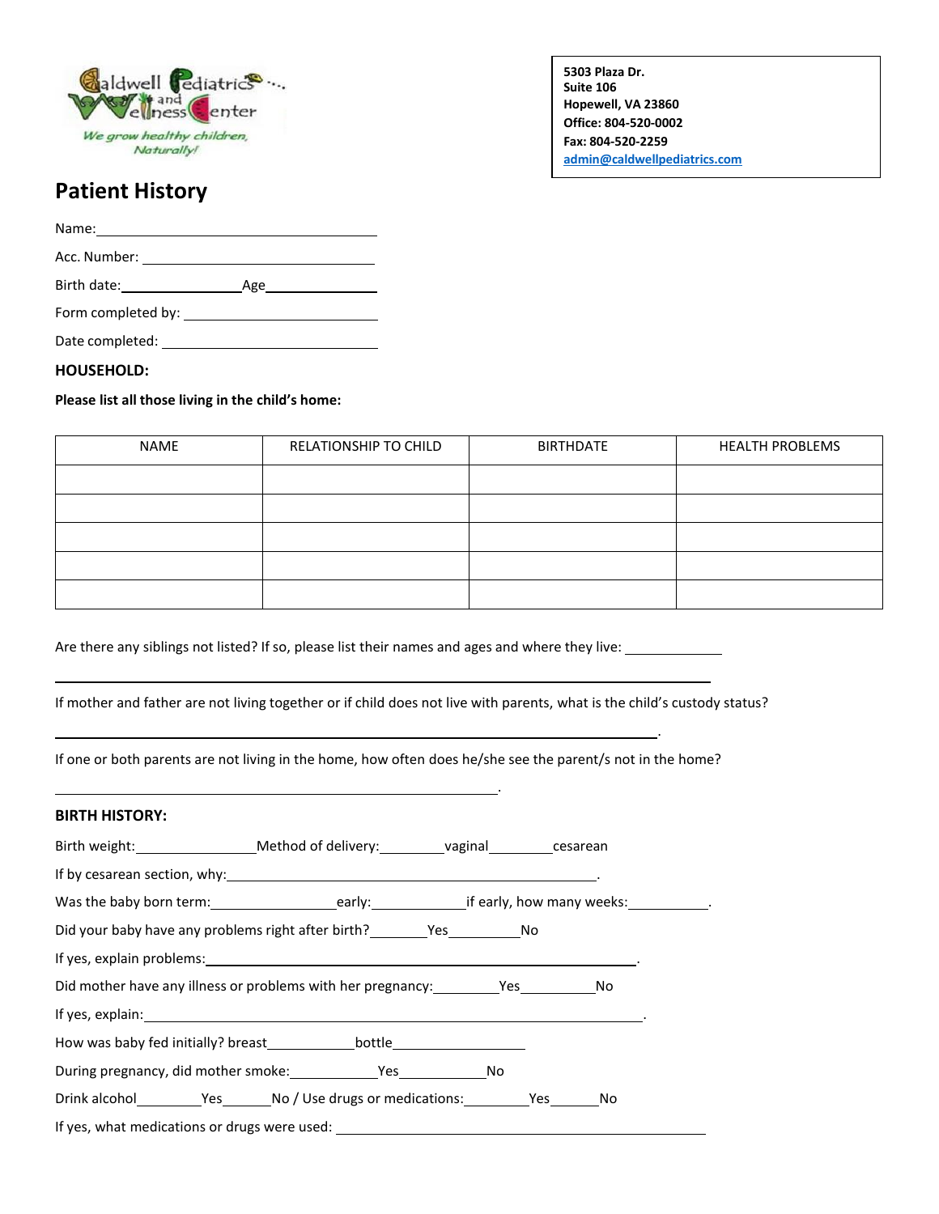Caldwell Pediatrics and Wellness Center

*We grow healthy children, Naturally!*

**5303 Plaza Dr.**
**Suite 106**
**Hopewell, VA 23860**
**Office: 804-520-0002**
**Fax: 804-520-2259**
**admin@caldwellpediatrics.com**

# Patient History

Name: ______________________________

Acc. Number: ______________________________

Birth date: ______________ Age ______________

Form completed by: ______________________________

Date completed: ______________________________

**HOUSEHOLD:**

**Please list all those living in the child's home:**

| NAME | RELATIONSHIP TO CHILD | BIRTHDATE | HEALTH PROBLEMS |
|---|---|---|---|
| | | | |
| | | | |
| | | | |
| | | | |
| | | | |

Are there any siblings not listed? If so, please list their names and ages and where they live: ____________

______________________________________________________________________

If mother and father are not living together or if child does not live with parents, what is the child's custody status?

______________________________________________________________________.

If one or both parents are not living in the home, how often does he/she see the parent/s not in the home?

______________________________________________________________________.

**BIRTH HISTORY:**

Birth weight: ______________ Method of delivery: ________ vaginal ________ cesarean

If by cesarean section, why: ______________________________________________.

Was the baby born term: ______________ early: ____________ if early, how many weeks: __________.

Did your baby have any problems right after birth? _______ Yes _________ No

If yes, explain problems: ______________________________________________.

Did mother have any illness or problems with her pregnancy: ________ Yes __________ No

If yes, explain: ______________________________________________.

How was baby fed initially? breast ____________ bottle ________________

During pregnancy, did mother smoke: ___________ Yes ___________ No

Drink alcohol ________ Yes ______ No / Use drugs or medications: ________ Yes ______ No

If yes, what medications or drugs were used: ______________________________________________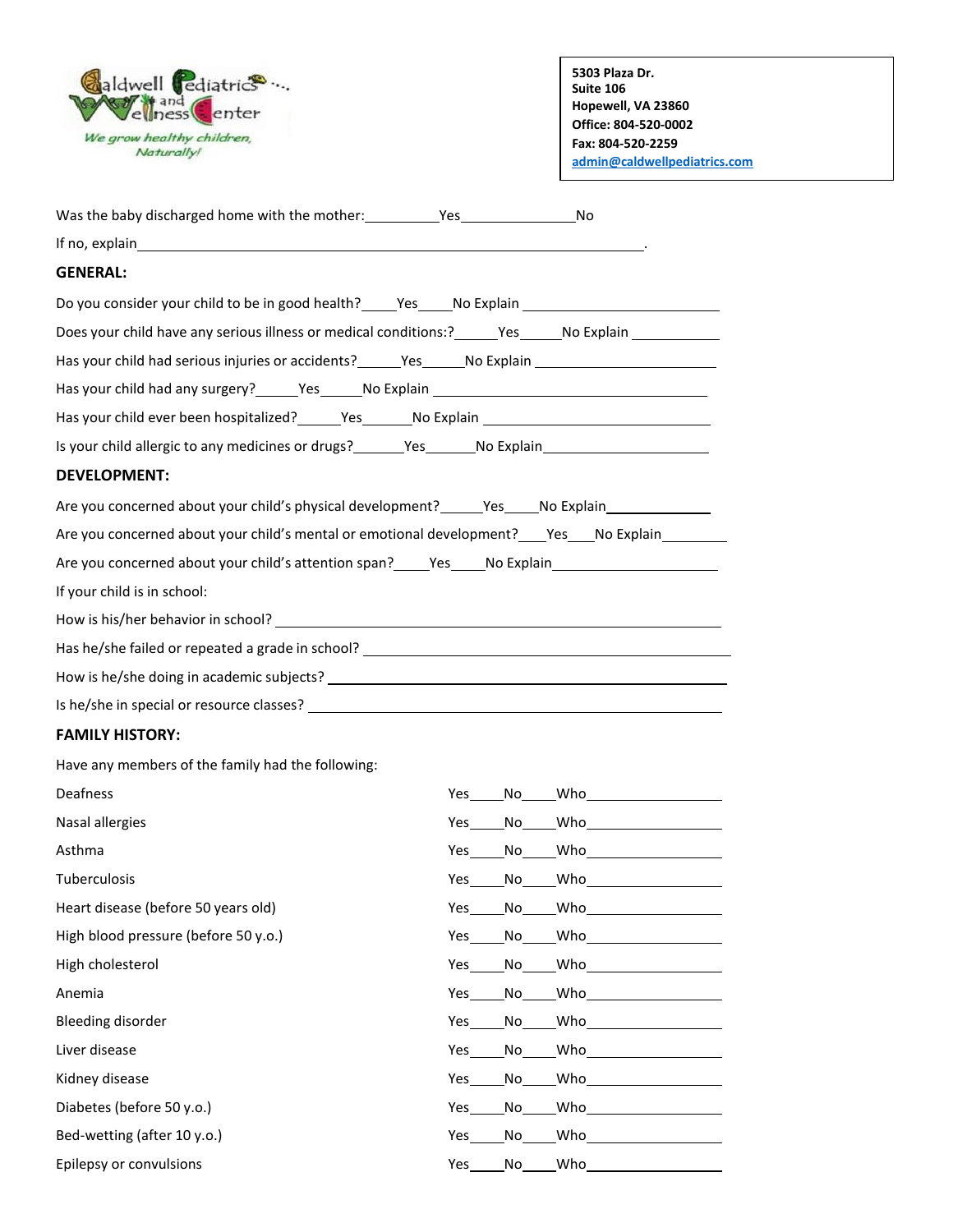Caldwell Pediatrics and Wellness Center
*We grow healthy children, Naturally!*

**5303 Plaza Dr.**
**Suite 106**
**Hopewell, VA 23860**
**Office: 804-520-0002**
**Fax: 804-520-2259**
**admin@caldwellpediatrics.com**

Was the baby discharged home with the mother:__________Yes________________No

If no, explain_______________________________________________________________.

## GENERAL:

Do you consider your child to be in good health?_____Yes_____No Explain ____________________

Does your child have any serious illness or medical conditions:?______Yes______No Explain ____________

Has your child had serious injuries or accidents?______Yes______No Explain ____________________

Has your child had any surgery?______Yes______No Explain ______________________________

Has your child ever been hospitalized?______Yes_______No Explain __________________________

Is your child allergic to any medicines or drugs?_______Yes_______No Explain____________________

## DEVELOPMENT:

Are you concerned about your child's physical development?______Yes_____No Explain____________

Are you concerned about your child's mental or emotional development?____Yes____No Explain________

Are you concerned about your child's attention span?_____Yes_____No Explain____________________

If your child is in school:

How is his/her behavior in school? ______________________________________________

Has he/she failed or repeated a grade in school? ______________________________________

How is he/she doing in academic subjects? __________________________________________

Is he/she in special or resource classes? ____________________________________________

## FAMILY HISTORY:

Have any members of the family had the following:

| Condition | Yes | No | Who |
|---|---|---|---|
| Deafness | | | |
| Nasal allergies | | | |
| Asthma | | | |
| Tuberculosis | | | |
| Heart disease (before 50 years old) | | | |
| High blood pressure (before 50 y.o.) | | | |
| High cholesterol | | | |
| Anemia | | | |
| Bleeding disorder | | | |
| Liver disease | | | |
| Kidney disease | | | |
| Diabetes (before 50 y.o.) | | | |
| Bed-wetting (after 10 y.o.) | | | |
| Epilepsy or convulsions | | | |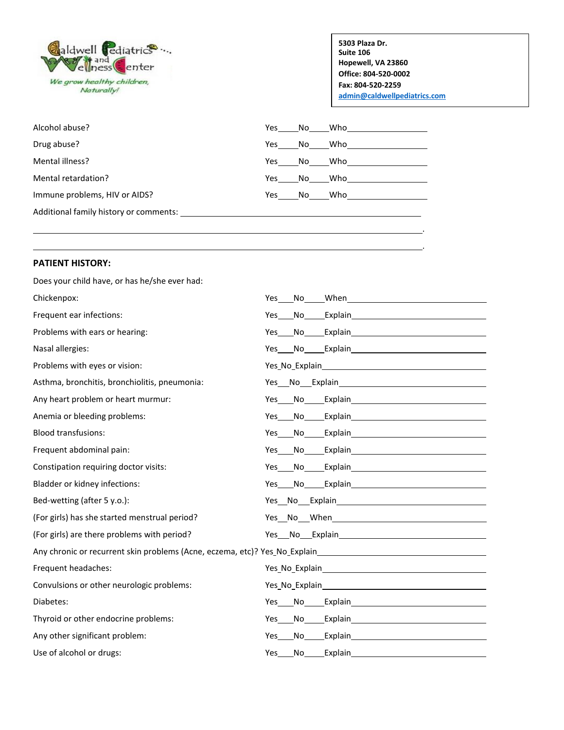Caldwell Pediatrics and Wellness Center

*We grow healthy children, Naturally!*

**5303 Plaza Dr.**
**Suite 106**
**Hopewell, VA 23860**
**Office: 804-520-0002**
**Fax: 804-520-2259**
**admin@caldwellpediatrics.com**

Alcohol abuse? Yes____No____Who________________

Drug abuse? Yes____No____Who________________

Mental illness? Yes____No____Who________________

Mental retardation? Yes____No____Who________________

Immune problems, HIV or AIDS? Yes____No____Who________________

Additional family history or comments: ______________________________________________

______________________________________________________________________________.

______________________________________________________________________________.

**PATIENT HISTORY:**

Does your child have, or has he/she ever had:

Chickenpox: Yes___No____When________________________

Frequent ear infections: Yes___No____Explain________________________

Problems with ears or hearing: Yes___No____Explain________________________

Nasal allergies: Yes___No____Explain________________________

Problems with eyes or vision: Yes_No_Explain________________________

Asthma, bronchitis, bronchiolitis, pneumonia: Yes__No__Explain________________________

Any heart problem or heart murmur: Yes___No____Explain________________________

Anemia or bleeding problems: Yes___No____Explain________________________

Blood transfusions: Yes___No____Explain________________________

Frequent abdominal pain: Yes___No____Explain________________________

Constipation requiring doctor visits: Yes___No____Explain________________________

Bladder or kidney infections: Yes___No____Explain________________________

Bed-wetting (after 5 y.o.): Yes__No__Explain________________________

(For girls) has she started menstrual period? Yes__No__When________________________

(For girls) are there problems with period? Yes__No__Explain________________________

Any chronic or recurrent skin problems (Acne, eczema, etc)? Yes_No_Explain________________________

Frequent headaches: Yes_No_Explain________________________

Convulsions or other neurologic problems: Yes_No_Explain________________________

Diabetes: Yes___No____Explain________________________

Thyroid or other endocrine problems: Yes___No____Explain________________________

Any other significant problem: Yes___No____Explain________________________

Use of alcohol or drugs: Yes___No____Explain________________________